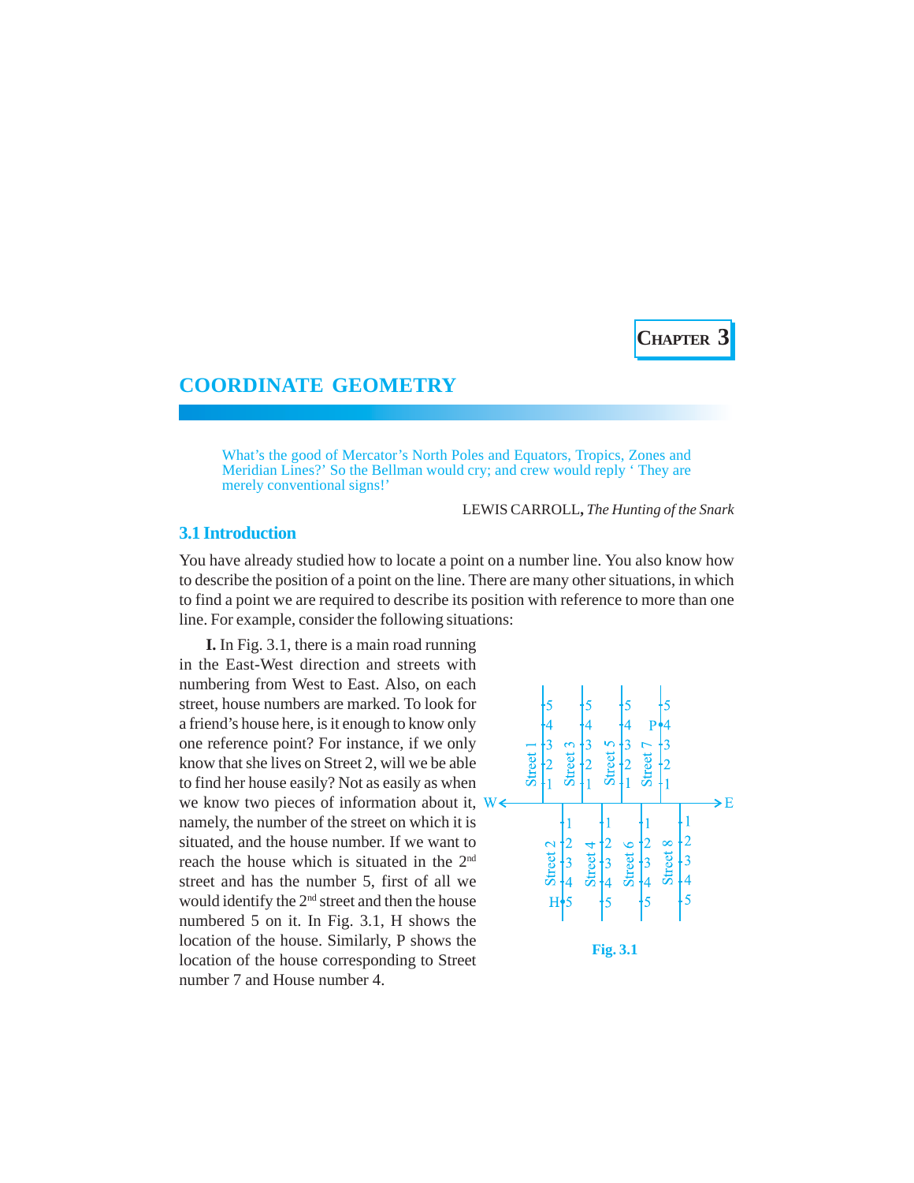# CHAPTER 3

# COORDINATE GEOMETRY

> What's the good of Mercator's North Poles and Equators, Tropics, Zones and Meridian Lines?' So the Bellman would cry; and crew would reply ' They are merely conventional signs!'
>
> LEWIS CARROLL, *The Hunting of the Snark*

## 3.1 Introduction

You have already studied how to locate a point on a number line. You also know how to describe the position of a point on the line. There are many other situations, in which to find a point we are required to describe its position with reference to more than one line. For example, consider the following situations:

**I.** In Fig. 3.1, there is a main road running in the East-West direction and streets with numbering from West to East. Also, on each street, house numbers are marked. To look for a friend's house here, is it enough to know only one reference point? For instance, if we only know that she lives on Street 2, will we be able to find her house easily? Not as easily as when we know two pieces of information about it, namely, the number of the street on which it is situated, and the house number. If we want to reach the house which is situated in the 2nd street and has the number 5, first of all we would identify the 2nd street and then the house numbered 5 on it. In Fig. 3.1, H shows the location of the house. Similarly, P shows the location of the house corresponding to Street number 7 and House number 4.

Fig. 3.1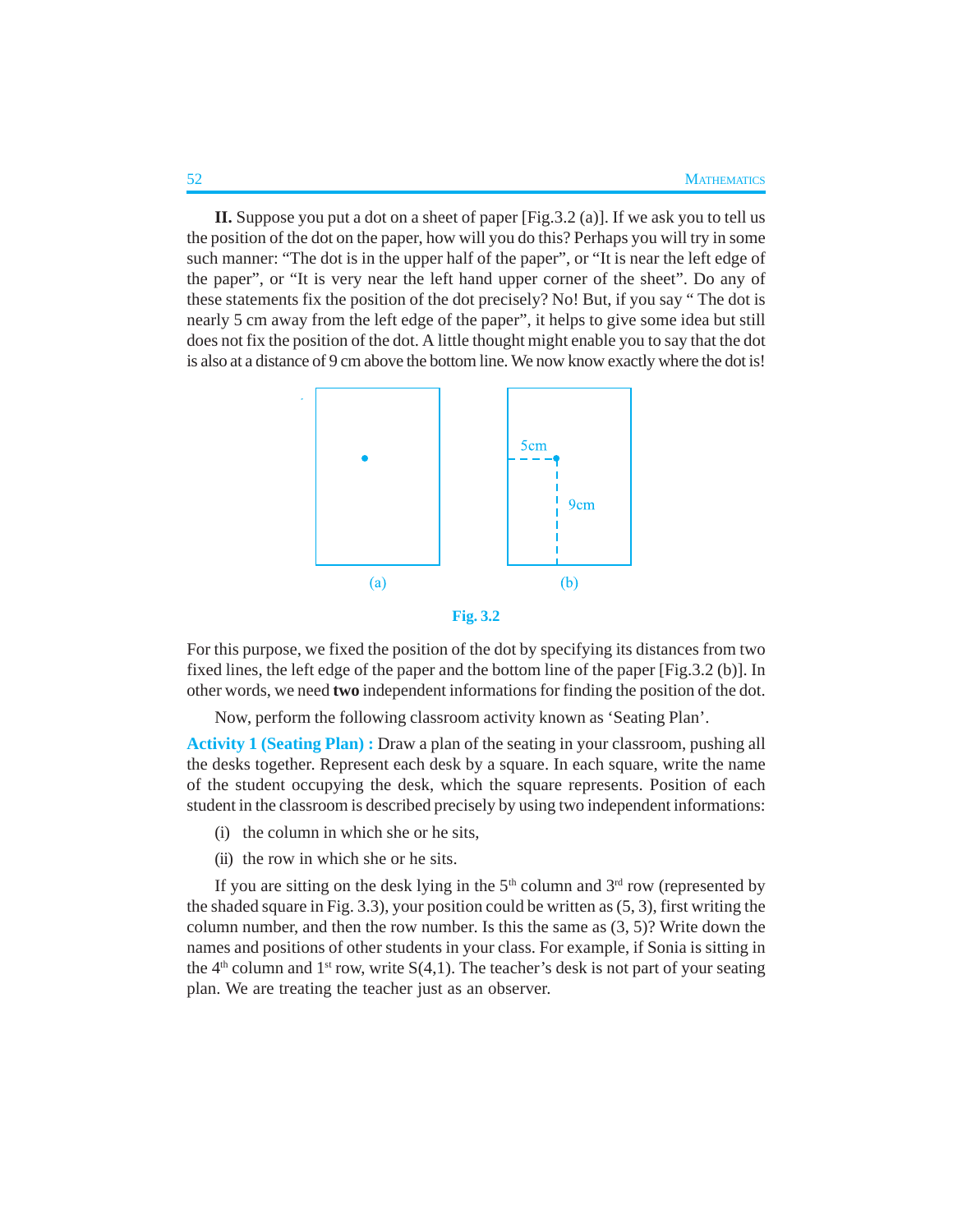**II.** Suppose you put a dot on a sheet of paper [Fig.3.2 (a)]. If we ask you to tell us the position of the dot on the paper, how will you do this? Perhaps you will try in some such manner: "The dot is in the upper half of the paper", or "It is near the left edge of the paper", or "It is very near the left hand upper corner of the sheet". Do any of these statements fix the position of the dot precisely? No! But, if you say " The dot is nearly 5 cm away from the left edge of the paper", it helps to give some idea but still does not fix the position of the dot. A little thought might enable you to say that the dot is also at a distance of 9 cm above the bottom line. We now know exactly where the dot is!

(a) (b)

5cm

9cm

**Fig. 3.2**

For this purpose, we fixed the position of the dot by specifying its distances from two fixed lines, the left edge of the paper and the bottom line of the paper [Fig.3.2 (b)]. In other words, we need **two** independent informations for finding the position of the dot.

Now, perform the following classroom activity known as 'Seating Plan'.

**Activity 1 (Seating Plan) :** Draw a plan of the seating in your classroom, pushing all the desks together. Represent each desk by a square. In each square, write the name of the student occupying the desk, which the square represents. Position of each student in the classroom is described precisely by using two independent informations:

(i) the column in which she or he sits,

(ii) the row in which she or he sits.

If you are sitting on the desk lying in the $5^{th}$ column and $3^{rd}$ row (represented by the shaded square in Fig. 3.3), your position could be written as (5, 3), first writing the column number, and then the row number. Is this the same as (3, 5)? Write down the names and positions of other students in your class. For example, if Sonia is sitting in the $4^{th}$ column and $1^{st}$ row, write S(4,1). The teacher's desk is not part of your seating plan. We are treating the teacher just as an observer.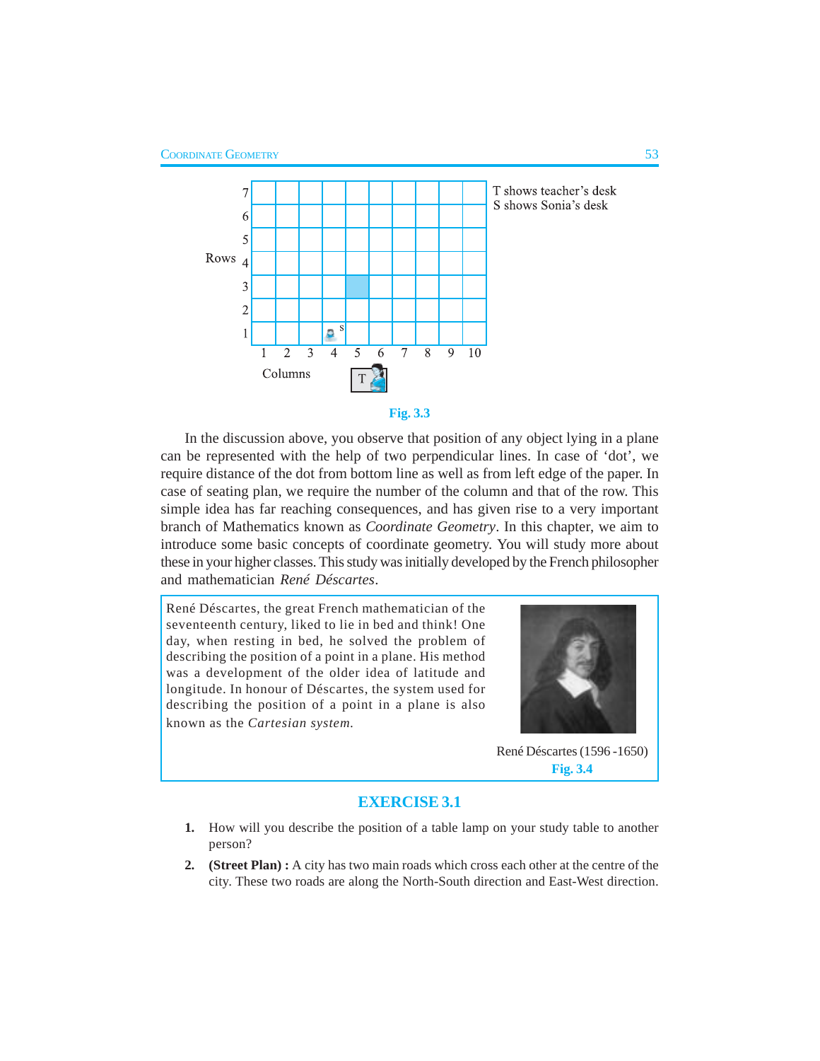T shows teacher's desk
S shows Sonia's desk

Fig. 3.3

In the discussion above, you observe that position of any object lying in a plane can be represented with the help of two perpendicular lines. In case of 'dot', we require distance of the dot from bottom line as well as from left edge of the paper. In case of seating plan, we require the number of the column and that of the row. This simple idea has far reaching consequences, and has given rise to a very important branch of Mathematics known as *Coordinate Geometry*. In this chapter, we aim to introduce some basic concepts of coordinate geometry. You will study more about these in your higher classes. This study was initially developed by the French philosopher and mathematician *René Déscartes*.

René Déscartes, the great French mathematician of the seventeenth century, liked to lie in bed and think! One day, when resting in bed, he solved the problem of describing the position of a point in a plane. His method was a development of the older idea of latitude and longitude. In honour of Déscartes, the system used for describing the position of a point in a plane is also known as the *Cartesian system*.

René Déscartes (1596 -1650)
Fig. 3.4

## EXERCISE 3.1

1. How will you describe the position of a table lamp on your study table to another person?
2. **(Street Plan) :** A city has two main roads which cross each other at the centre of the city. These two roads are along the North-South direction and East-West direction.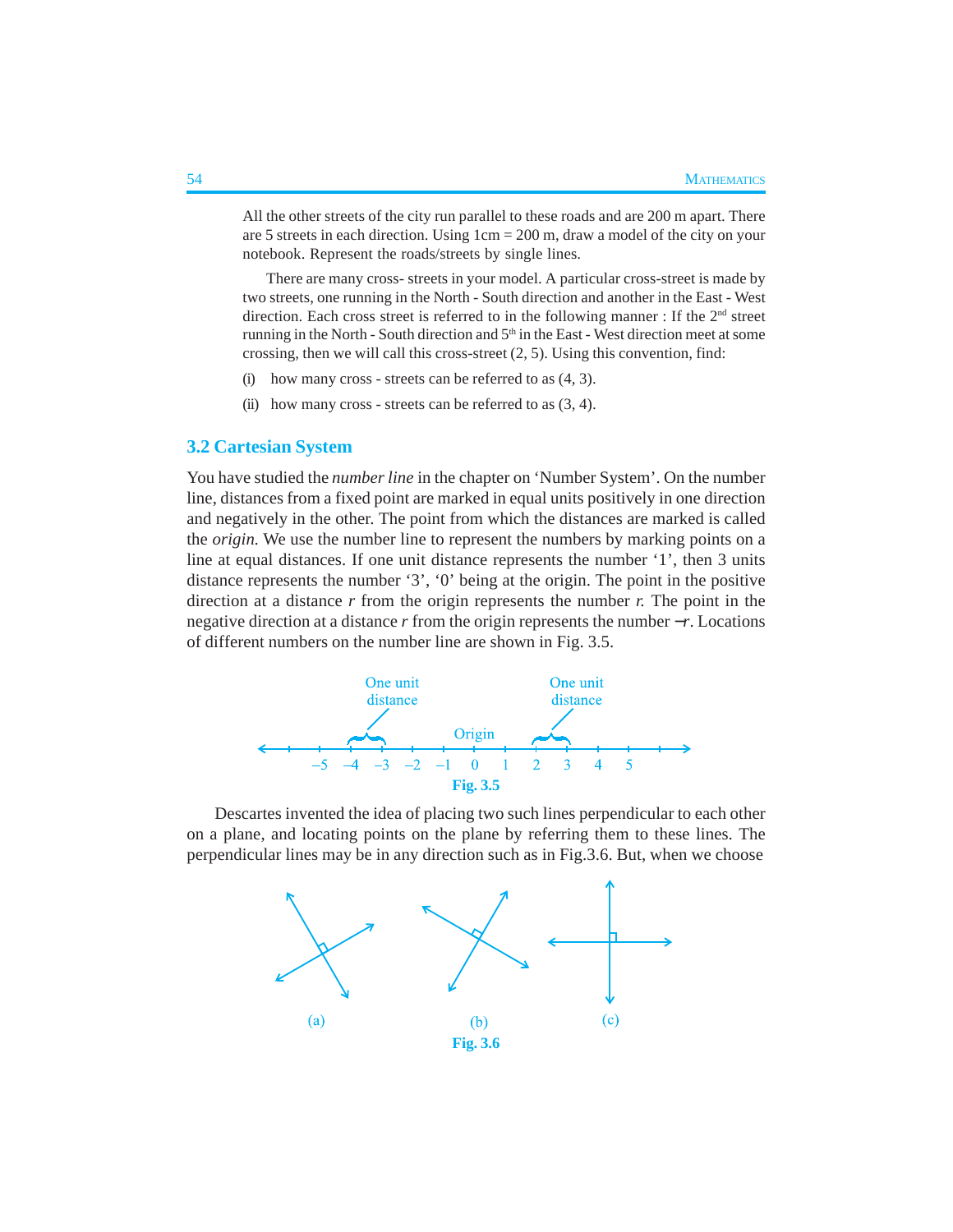All the other streets of the city run parallel to these roads and are 200 m apart. There are 5 streets in each direction. Using 1cm = 200 m, draw a model of the city on your notebook. Represent the roads/streets by single lines.

There are many cross- streets in your model. A particular cross-street is made by two streets, one running in the North - South direction and another in the East - West direction. Each cross street is referred to in the following manner : If the 2nd street running in the North - South direction and 5th in the East - West direction meet at some crossing, then we will call this cross-street (2, 5). Using this convention, find:

(i) how many cross - streets can be referred to as (4, 3).

(ii) how many cross - streets can be referred to as (3, 4).

## 3.2 Cartesian System

You have studied the *number line* in the chapter on 'Number System'. On the number line, distances from a fixed point are marked in equal units positively in one direction and negatively in the other. The point from which the distances are marked is called the *origin.* We use the number line to represent the numbers by marking points on a line at equal distances. If one unit distance represents the number '1', then 3 units distance represents the number '3', '0' being at the origin. The point in the positive direction at a distance $r$ from the origin represents the number $r$. The point in the negative direction at a distance $r$ from the origin represents the number $-r$. Locations of different numbers on the number line are shown in Fig. 3.5.

**Fig. 3.5**

Descartes invented the idea of placing two such lines perpendicular to each other on a plane, and locating points on the plane by referring them to these lines. The perpendicular lines may be in any direction such as in Fig.3.6. But, when we choose

(a) (b) (c)

**Fig. 3.6**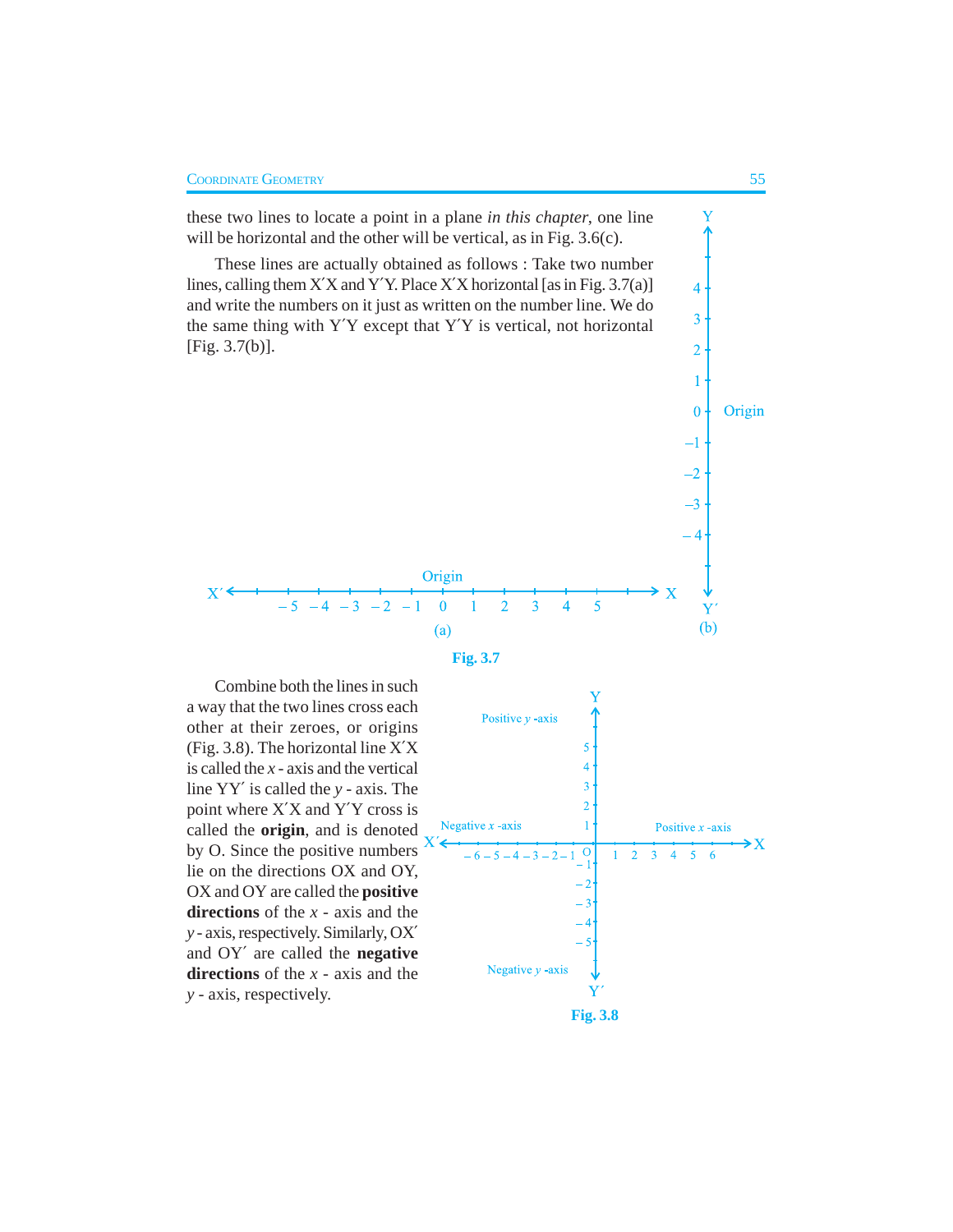these two lines to locate a point in a plane *in this chapter*, one line will be horizontal and the other will be vertical, as in Fig. 3.6(c).

These lines are actually obtained as follows : Take two number lines, calling them X′X and Y′Y. Place X′X horizontal [as in Fig. 3.7(a)] and write the numbers on it just as written on the number line. We do the same thing with Y′Y except that Y′Y is vertical, not horizontal [Fig. 3.7(b)].

**Fig. 3.7**

Combine both the lines in such a way that the two lines cross each other at their zeroes, or origins (Fig. 3.8). The horizontal line X′X is called the *x* - axis and the vertical line YY′ is called the *y* - axis. The point where X′X and Y′Y cross is called the **origin**, and is denoted by O. Since the positive numbers lie on the directions OX and OY, OX and OY are called the **positive directions** of the *x* - axis and the *y* - axis, respectively. Similarly, OX′ and OY′ are called the **negative directions** of the *x* - axis and the *y* - axis, respectively.

**Fig. 3.8**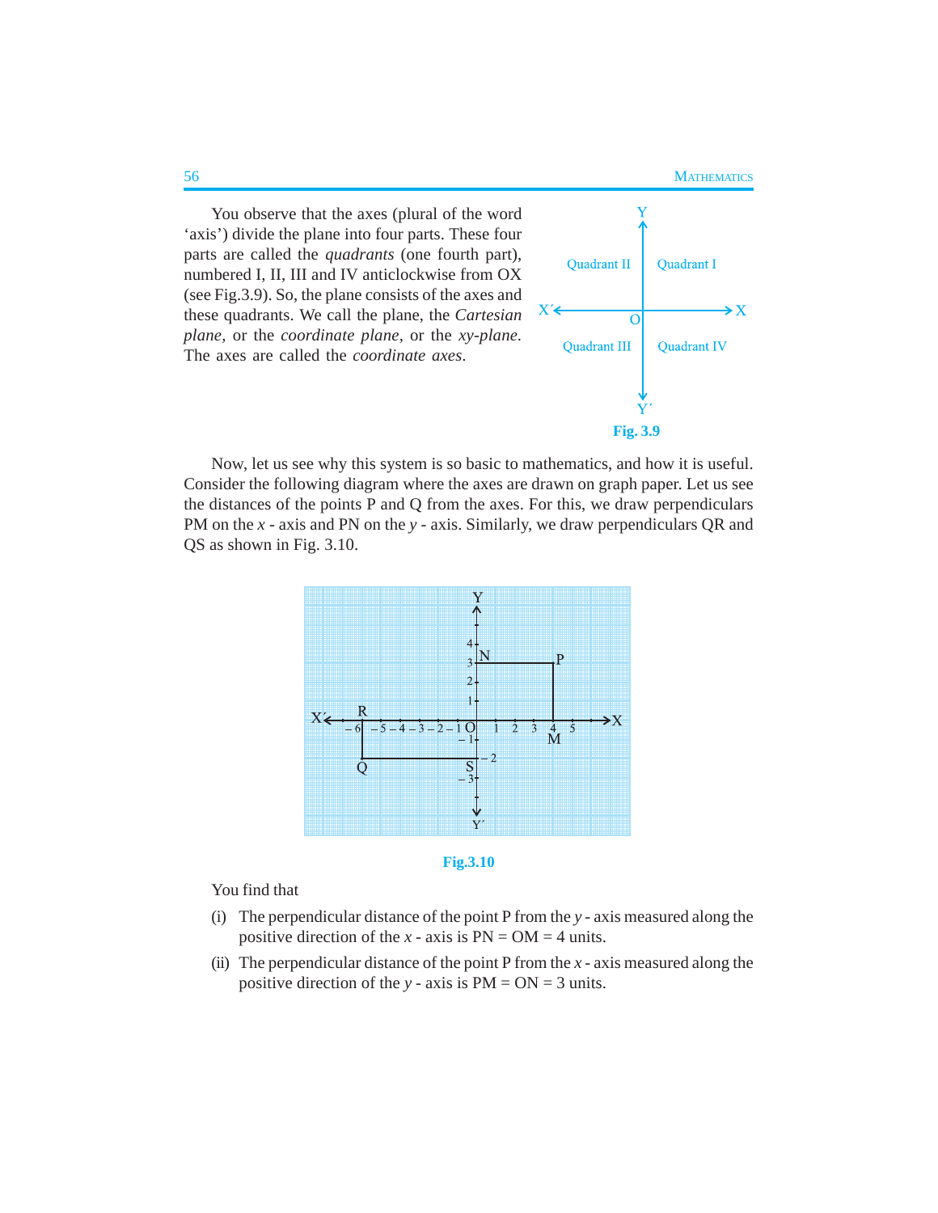You observe that the axes (plural of the word 'axis') divide the plane into four parts. These four parts are called the *quadrants* (one fourth part), numbered I, II, III and IV anticlockwise from OX (see Fig.3.9). So, the plane consists of the axes and these quadrants. We call the plane, the *Cartesian plane*, or the *coordinate plane*, or the *xy-plane*. The axes are called the *coordinate axes*.

**Fig. 3.9**

Now, let us see why this system is so basic to mathematics, and how it is useful. Consider the following diagram where the axes are drawn on graph paper. Let us see the distances of the points P and Q from the axes. For this, we draw perpendiculars PM on the $x$ - axis and PN on the $y$ - axis. Similarly, we draw perpendiculars QR and QS as shown in Fig. 3.10.

**Fig.3.10**

You find that

(i) The perpendicular distance of the point P from the $y$ - axis measured along the positive direction of the $x$ - axis is PN = OM = 4 units.

(ii) The perpendicular distance of the point P from the $x$ - axis measured along the positive direction of the $y$ - axis is PM = ON = 3 units.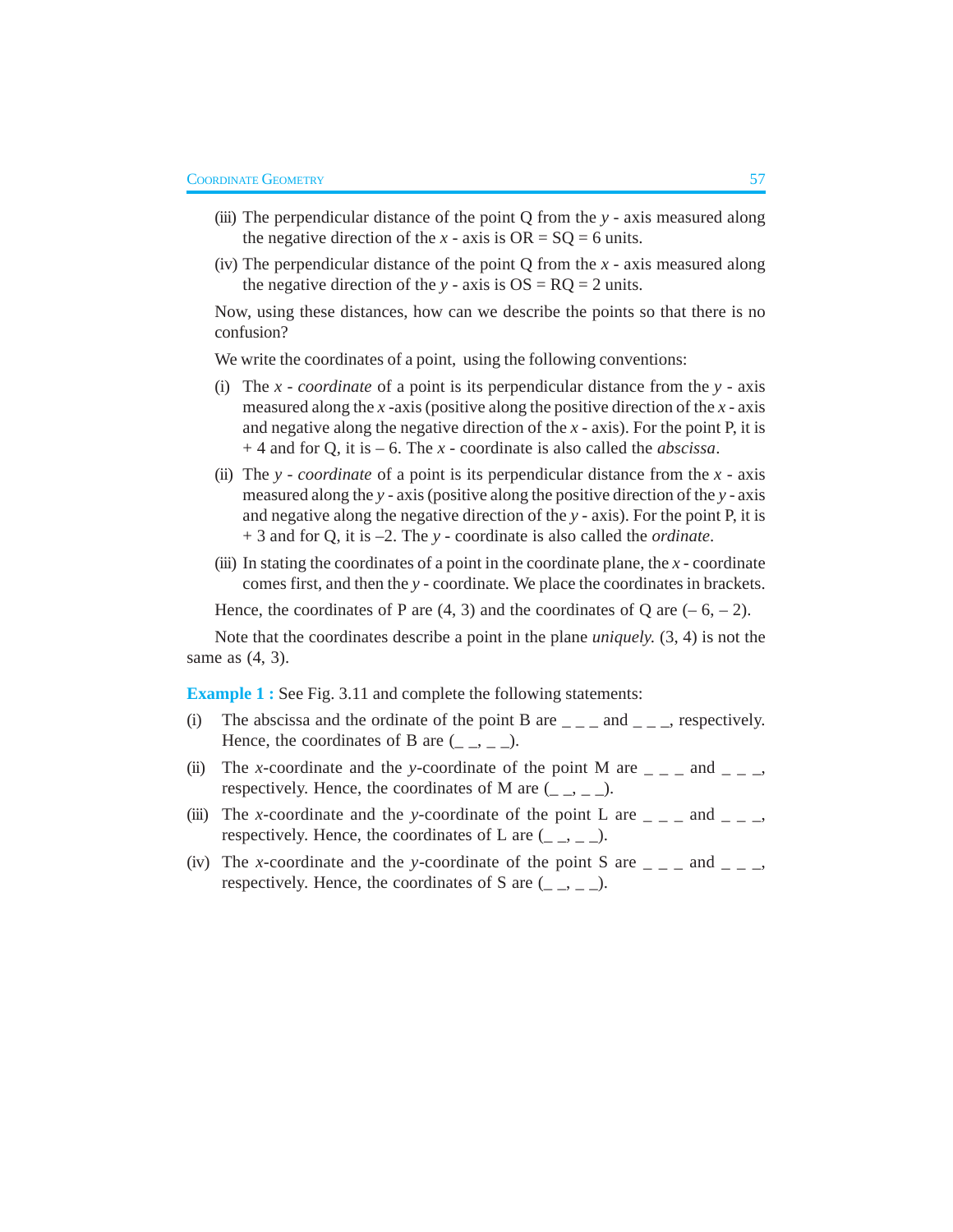(iii) The perpendicular distance of the point Q from the $y$ - axis measured along the negative direction of the $x$ - axis is OR = SQ = 6 units.

(iv) The perpendicular distance of the point Q from the $x$ - axis measured along the negative direction of the $y$ - axis is OS = RQ = 2 units.

Now, using these distances, how can we describe the points so that there is no confusion?

We write the coordinates of a point, using the following conventions:

(i) The *$x$ - coordinate* of a point is its perpendicular distance from the $y$ - axis measured along the $x$ -axis (positive along the positive direction of the $x$ - axis and negative along the negative direction of the $x$ - axis). For the point P, it is + 4 and for Q, it is – 6. The $x$ - coordinate is also called the *abscissa*.

(ii) The *$y$ - coordinate* of a point is its perpendicular distance from the $x$ - axis measured along the $y$ - axis (positive along the positive direction of the $y$ - axis and negative along the negative direction of the $y$ - axis). For the point P, it is + 3 and for Q, it is –2. The $y$ - coordinate is also called the *ordinate*.

(iii) In stating the coordinates of a point in the coordinate plane, the $x$ - coordinate comes first, and then the $y$ - coordinate. We place the coordinates in brackets.

Hence, the coordinates of P are (4, 3) and the coordinates of Q are (– 6, – 2).

Note that the coordinates describe a point in the plane *uniquely.* (3, 4) is not the same as (4, 3).

**Example 1 :** See Fig. 3.11 and complete the following statements:

(i) The abscissa and the ordinate of the point B are _ _ _ and _ _ _, respectively. Hence, the coordinates of B are (_ _, _ _).

(ii) The $x$-coordinate and the $y$-coordinate of the point M are _ _ _ and _ _ _, respectively. Hence, the coordinates of M are (_ _, _ _).

(iii) The $x$-coordinate and the $y$-coordinate of the point L are _ _ _ and _ _ _, respectively. Hence, the coordinates of L are (_ _, _ _).

(iv) The $x$-coordinate and the $y$-coordinate of the point S are _ _ _ and _ _ _, respectively. Hence, the coordinates of S are (_ _, _ _).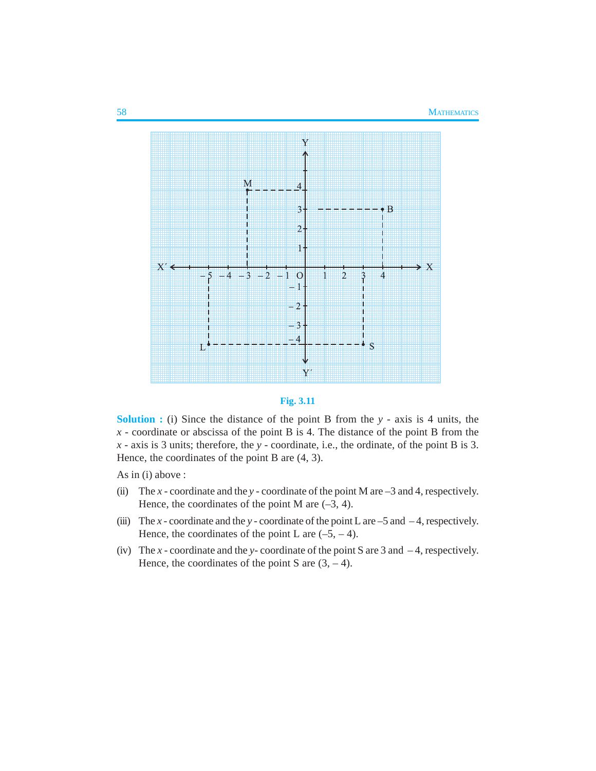Fig. 3.11

**Solution :** (i) Since the distance of the point B from the $y$ - axis is 4 units, the $x$ - coordinate or abscissa of the point B is 4. The distance of the point B from the $x$ - axis is 3 units; therefore, the $y$ - coordinate, i.e., the ordinate, of the point B is 3. Hence, the coordinates of the point B are (4, 3).

As in (i) above :

(ii) The $x$ - coordinate and the $y$ - coordinate of the point M are –3 and 4, respectively. Hence, the coordinates of the point M are (–3, 4).

(iii) The $x$ - coordinate and the $y$ - coordinate of the point L are –5 and – 4, respectively. Hence, the coordinates of the point L are (–5, – 4).

(iv) The $x$ - coordinate and the $y$- coordinate of the point S are 3 and – 4, respectively. Hence, the coordinates of the point S are (3, – 4).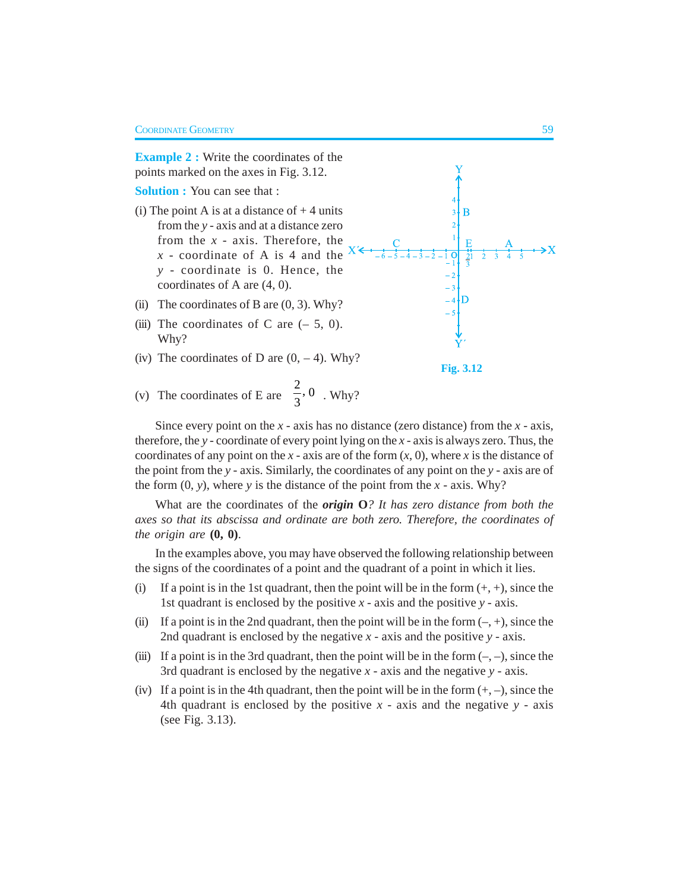**Example 2 :** Write the coordinates of the points marked on the axes in Fig. 3.12.

**Solution :** You can see that :

(i) The point A is at a distance of + 4 units from the $y$ - axis and at a distance zero from the $x$ - axis. Therefore, the $x$ - coordinate of A is 4 and the $y$ - coordinate is 0. Hence, the coordinates of A are (4, 0).

(ii) The coordinates of B are (0, 3). Why?

(iii) The coordinates of C are (– 5, 0). Why?

(iv) The coordinates of D are (0, – 4). Why?

(v) The coordinates of E are $\left(\frac{2}{3}, 0\right)$. Why?

Fig. 3.12

Since every point on the $x$ - axis has no distance (zero distance) from the $x$ - axis, therefore, the $y$ - coordinate of every point lying on the $x$ - axis is always zero. Thus, the coordinates of any point on the $x$ - axis are of the form $(x, 0)$, where $x$ is the distance of the point from the $y$ - axis. Similarly, the coordinates of any point on the $y$ - axis are of the form $(0, y)$, where $y$ is the distance of the point from the $x$ - axis. Why?

What are the coordinates of the ***origin*** **O**? *It has zero distance from both the axes so that its abscissa and ordinate are both zero. Therefore, the coordinates of the origin are* **(0, 0)**.

In the examples above, you may have observed the following relationship between the signs of the coordinates of a point and the quadrant of a point in which it lies.

(i) If a point is in the 1st quadrant, then the point will be in the form (+, +), since the 1st quadrant is enclosed by the positive $x$ - axis and the positive $y$ - axis.

(ii) If a point is in the 2nd quadrant, then the point will be in the form (–, +), since the 2nd quadrant is enclosed by the negative $x$ - axis and the positive $y$ - axis.

(iii) If a point is in the 3rd quadrant, then the point will be in the form (–, –), since the 3rd quadrant is enclosed by the negative $x$ - axis and the negative $y$ - axis.

(iv) If a point is in the 4th quadrant, then the point will be in the form (+, –), since the 4th quadrant is enclosed by the positive $x$ - axis and the negative $y$ - axis (see Fig. 3.13).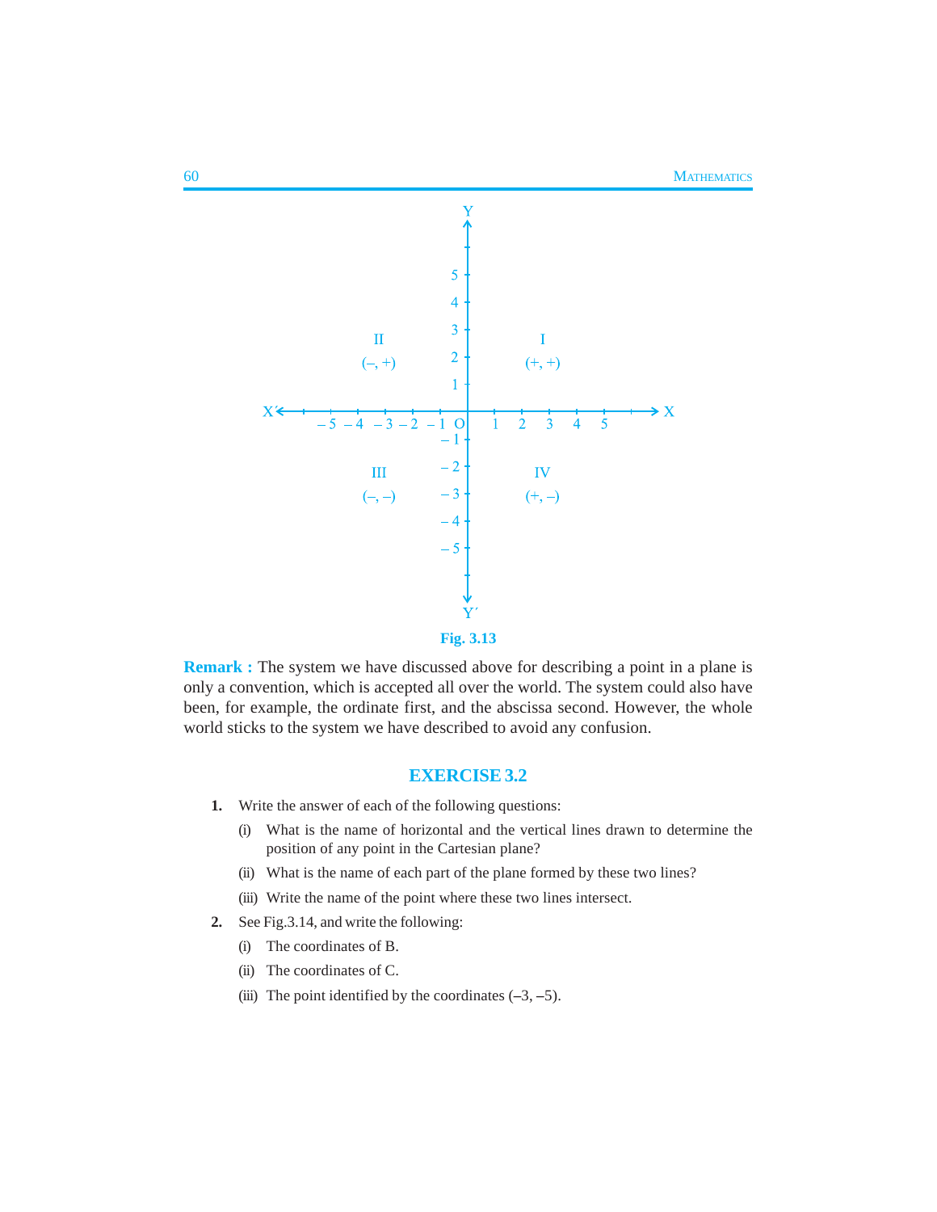Fig. 3.13

**Remark :** The system we have discussed above for describing a point in a plane is only a convention, which is accepted all over the world. The system could also have been, for example, the ordinate first, and the abscissa second. However, the whole world sticks to the system we have described to avoid any confusion.

## EXERCISE 3.2

**1.** Write the answer of each of the following questions:

(i) What is the name of horizontal and the vertical lines drawn to determine the position of any point in the Cartesian plane?

(ii) What is the name of each part of the plane formed by these two lines?

(iii) Write the name of the point where these two lines intersect.

**2.** See Fig.3.14, and write the following:

(i) The coordinates of B.

(ii) The coordinates of C.

(iii) The point identified by the coordinates $(-3, -5)$.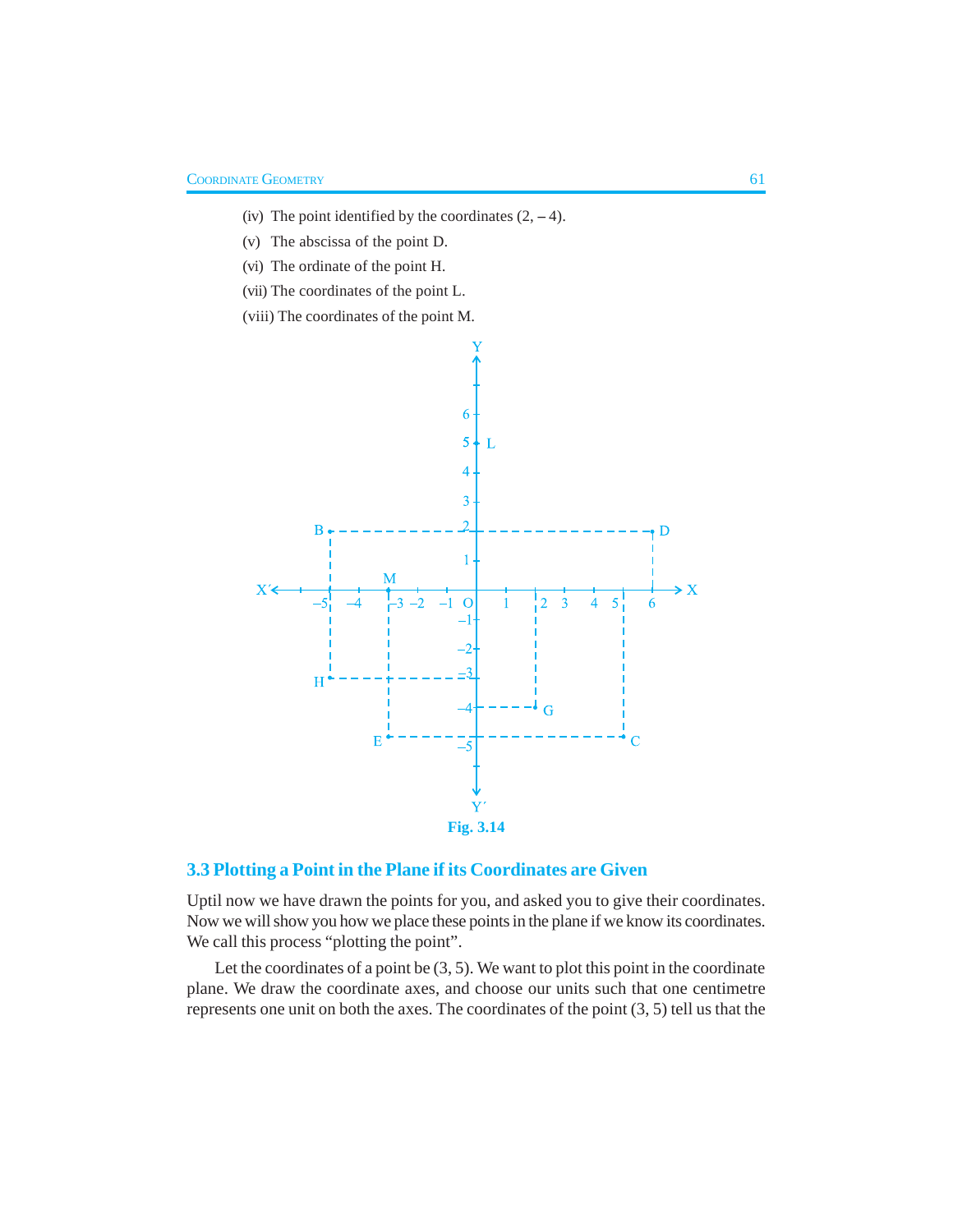(iv) The point identified by the coordinates (2, – 4).

(v) The abscissa of the point D.

(vi) The ordinate of the point H.

(vii) The coordinates of the point L.

(viii) The coordinates of the point M.

**Fig. 3.14**

## 3.3 Plotting a Point in the Plane if its Coordinates are Given

Uptil now we have drawn the points for you, and asked you to give their coordinates. Now we will show you how we place these points in the plane if we know its coordinates. We call this process "plotting the point".

Let the coordinates of a point be (3, 5). We want to plot this point in the coordinate plane. We draw the coordinate axes, and choose our units such that one centimetre represents one unit on both the axes. The coordinates of the point (3, 5) tell us that the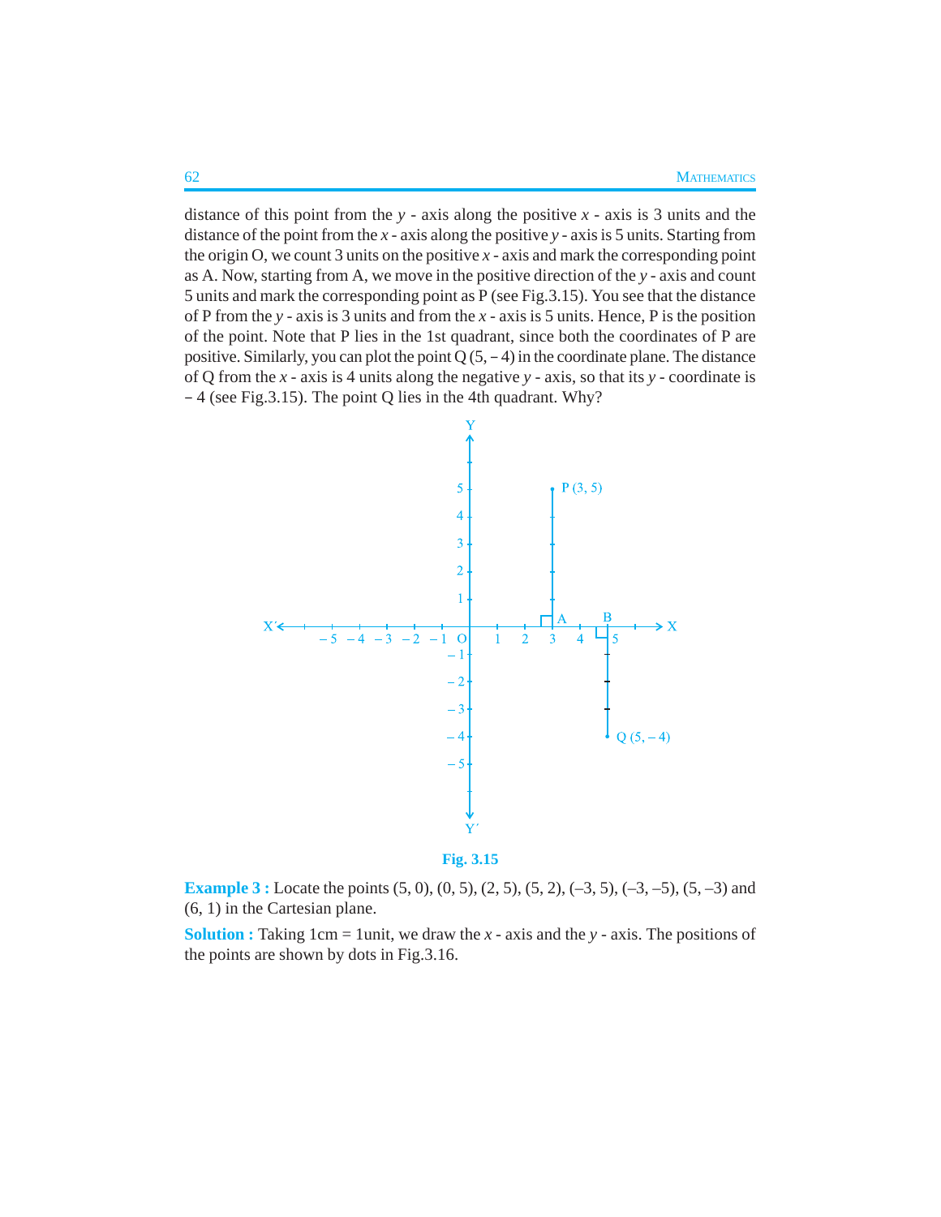distance of this point from the $y$ - axis along the positive $x$ - axis is 3 units and the distance of the point from the $x$ - axis along the positive $y$ - axis is 5 units. Starting from the origin O, we count 3 units on the positive $x$ - axis and mark the corresponding point as A. Now, starting from A, we move in the positive direction of the $y$ - axis and count 5 units and mark the corresponding point as P (see Fig.3.15). You see that the distance of P from the $y$ - axis is 3 units and from the $x$ - axis is 5 units. Hence, P is the position of the point. Note that P lies in the 1st quadrant, since both the coordinates of P are positive. Similarly, you can plot the point Q (5, – 4) in the coordinate plane. The distance of Q from the $x$ - axis is 4 units along the negative $y$ - axis, so that its $y$ - coordinate is – 4 (see Fig.3.15). The point Q lies in the 4th quadrant. Why?

**Fig. 3.15**

**Example 3 :** Locate the points (5, 0), (0, 5), (2, 5), (5, 2), (–3, 5), (–3, –5), (5, –3) and (6, 1) in the Cartesian plane.

**Solution :** Taking 1cm = 1unit, we draw the $x$ - axis and the $y$ - axis. The positions of the points are shown by dots in Fig.3.16.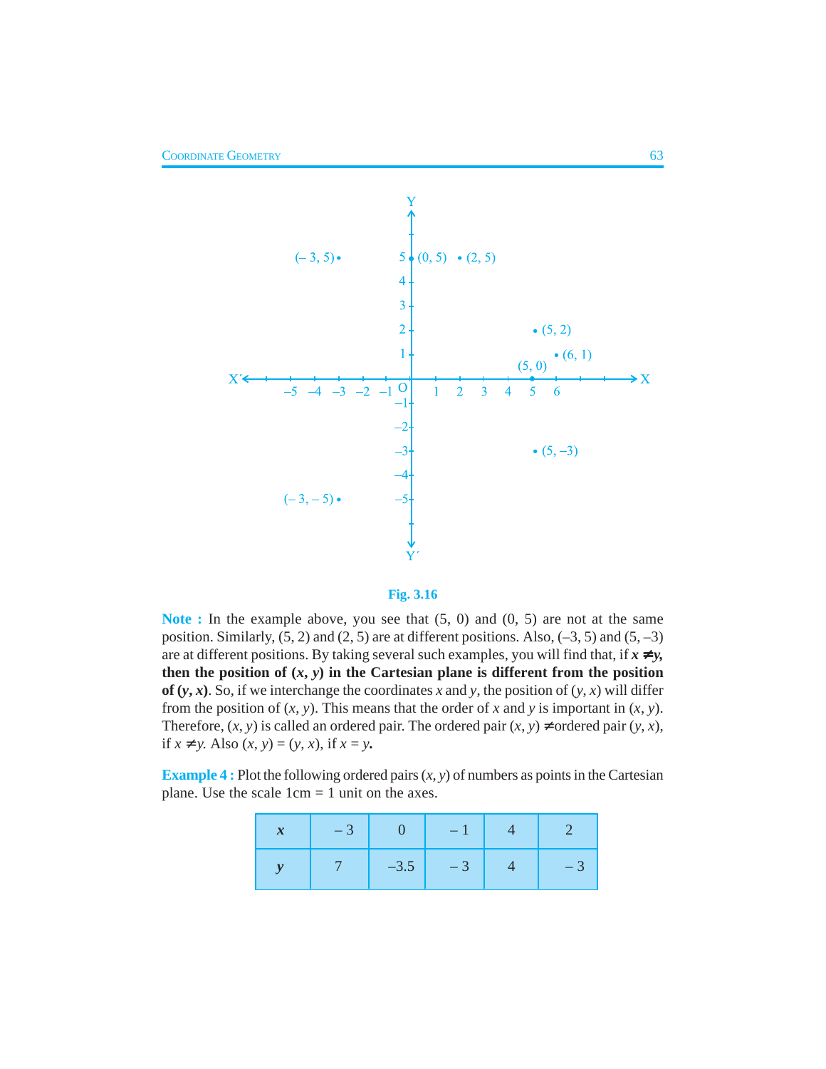Fig. 3.16

**Note :** In the example above, you see that (5, 0) and (0, 5) are not at the same position. Similarly, (5, 2) and (2, 5) are at different positions. Also, (–3, 5) and (5, –3) are at different positions. By taking several such examples, you will find that, if **$x \neq y$, then the position of $(x, y)$ in the Cartesian plane is different from the position of $(y, x)$**. So, if we interchange the coordinates $x$ and $y$, the position of $(y, x)$ will differ from the position of $(x, y)$. This means that the order of $x$ and $y$ is important in $(x, y)$. Therefore, $(x, y)$ is called an ordered pair. The ordered pair $(x, y) \neq$ ordered pair $(y, x)$, if $x \neq y$. Also $(x, y) = (y, x)$, if $x = y$.

**Example 4 :** Plot the following ordered pairs $(x, y)$ of numbers as points in the Cartesian plane. Use the scale 1cm = 1 unit on the axes.

| $x$ | – 3 | 0 | – 1 | 4 | 2 |
|---|---|---|---|---|---|
| $y$ | 7 | –3.5 | – 3 | 4 | – 3 |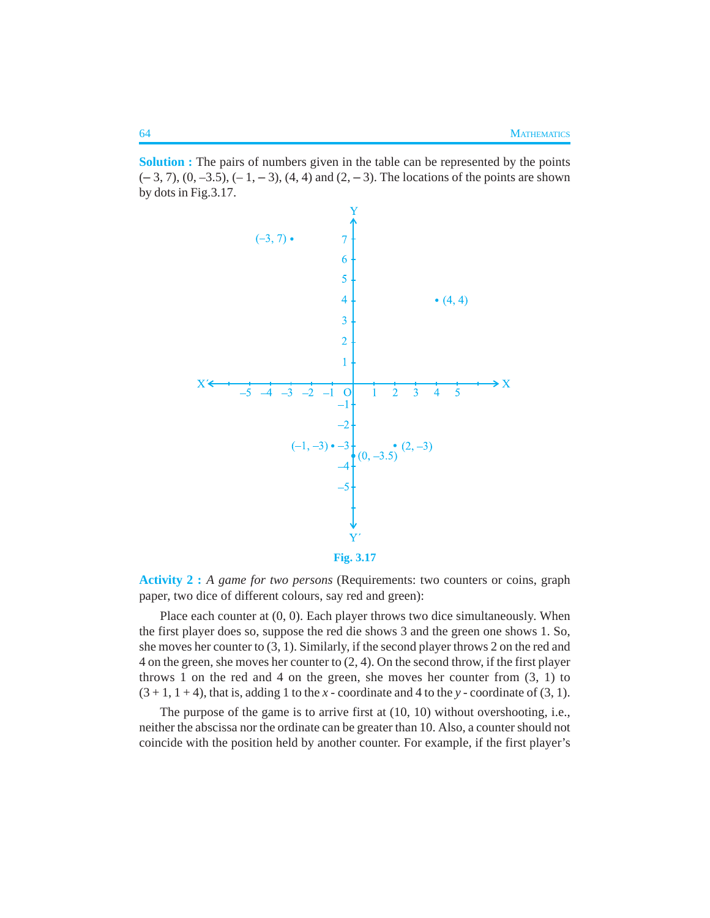**Solution :** The pairs of numbers given in the table can be represented by the points $(-3, 7)$, $(0, -3.5)$, $(-1, -3)$, $(4, 4)$ and $(2, -3)$. The locations of the points are shown by dots in Fig.3.17.

Fig. 3.17

**Activity 2 :** *A game for two persons* (Requirements: two counters or coins, graph paper, two dice of different colours, say red and green):

Place each counter at $(0, 0)$. Each player throws two dice simultaneously. When the first player does so, suppose the red die shows 3 and the green one shows 1. So, she moves her counter to $(3, 1)$. Similarly, if the second player throws 2 on the red and 4 on the green, she moves her counter to $(2, 4)$. On the second throw, if the first player throws 1 on the red and 4 on the green, she moves her counter from $(3, 1)$ to $(3 + 1, 1 + 4)$, that is, adding 1 to the $x$ - coordinate and 4 to the $y$ - coordinate of $(3, 1)$.

The purpose of the game is to arrive first at $(10, 10)$ without overshooting, i.e., neither the abscissa nor the ordinate can be greater than 10. Also, a counter should not coincide with the position held by another counter. For example, if the first player's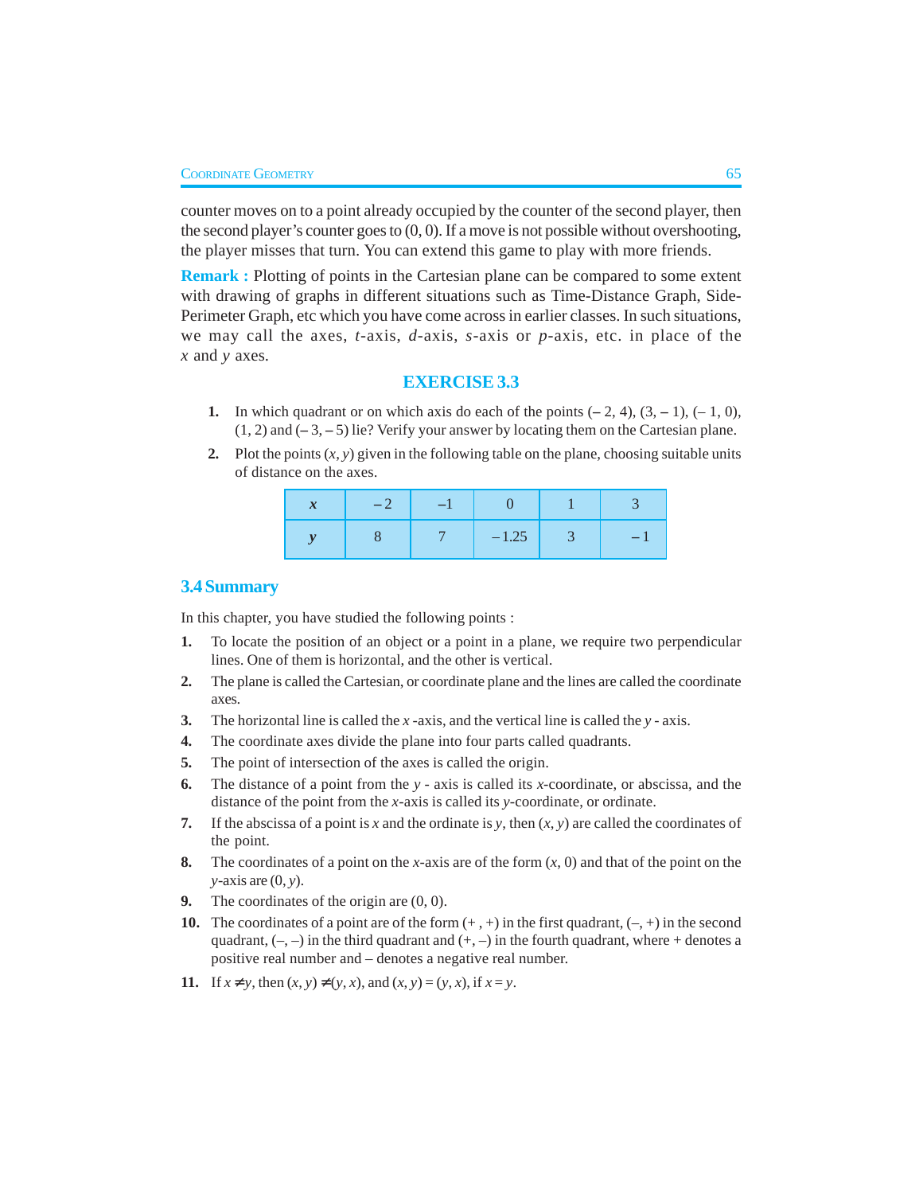counter moves on to a point already occupied by the counter of the second player, then the second player's counter goes to (0, 0). If a move is not possible without overshooting, the player misses that turn. You can extend this game to play with more friends.

**Remark :** Plotting of points in the Cartesian plane can be compared to some extent with drawing of graphs in different situations such as Time-Distance Graph, Side-Perimeter Graph, etc which you have come across in earlier classes. In such situations, we may call the axes, $t$-axis, $d$-axis, $s$-axis or $p$-axis, etc. in place of the $x$ and $y$ axes.

## EXERCISE 3.3

1. In which quadrant or on which axis do each of the points $(-2, 4)$, $(3, -1)$, $(-1, 0)$, $(1, 2)$ and $(-3, -5)$ lie? Verify your answer by locating them on the Cartesian plane.
2. Plot the points $(x, y)$ given in the following table on the plane, choosing suitable units of distance on the axes.

| $x$ | $-2$ | $-1$ | 0 | 1 | 3 |
|---|---|---|---|---|---|
| $y$ | 8 | 7 | $-1.25$ | 3 | $-1$ |

## 3.4 Summary

In this chapter, you have studied the following points :

1. To locate the position of an object or a point in a plane, we require two perpendicular lines. One of them is horizontal, and the other is vertical.
2. The plane is called the Cartesian, or coordinate plane and the lines are called the coordinate axes.
3. The horizontal line is called the $x$ -axis, and the vertical line is called the $y$ - axis.
4. The coordinate axes divide the plane into four parts called quadrants.
5. The point of intersection of the axes is called the origin.
6. The distance of a point from the $y$ - axis is called its $x$-coordinate, or abscissa, and the distance of the point from the $x$-axis is called its $y$-coordinate, or ordinate.
7. If the abscissa of a point is $x$ and the ordinate is $y$, then $(x, y)$ are called the coordinates of the point.
8. The coordinates of a point on the $x$-axis are of the form $(x, 0)$ and that of the point on the $y$-axis are $(0, y)$.
9. The coordinates of the origin are $(0, 0)$.
10. The coordinates of a point are of the form $(+, +)$ in the first quadrant, $(-, +)$ in the second quadrant, $(-, -)$ in the third quadrant and $(+, -)$ in the fourth quadrant, where + denotes a positive real number and – denotes a negative real number.
11. If $x \neq y$, then $(x, y) \neq (y, x)$, and $(x, y) = (y, x)$, if $x = y$.